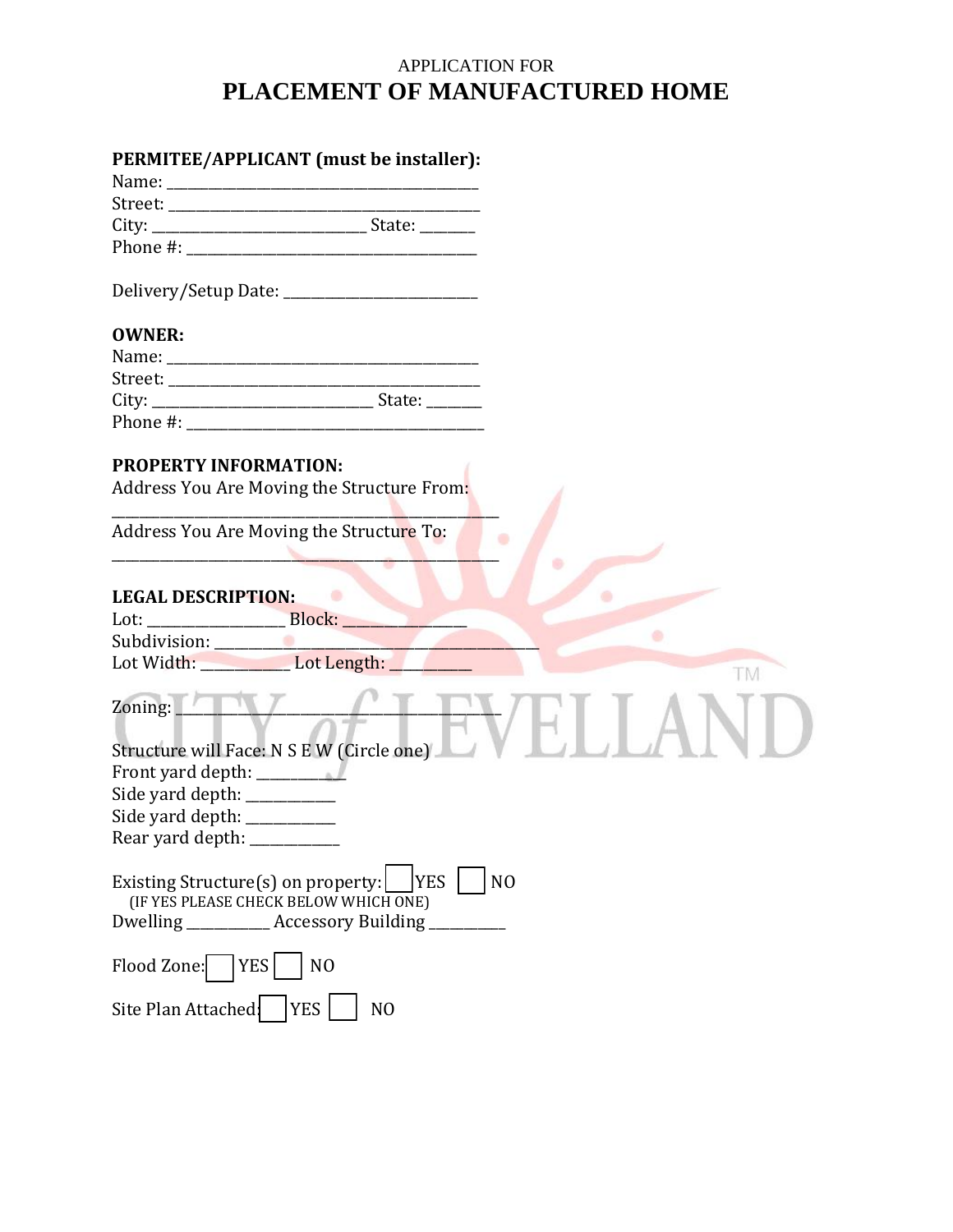APPLICATION FOR

# PLACEMENT OF MANUFACTURED HOME

**PERMITEE/APPLICANT (must be installer):**

Name: ________________________________________

Street: ________________________________________

City: ___________________________ State: _______

Phone #: ____________________________________

Delivery/Setup Date: ________________________

**OWNER:**

Name: ________________________________________

Street: ________________________________________

City: ____________________________ State: _______

Phone #: ______________________________________

**PROPERTY INFORMATION:**

Address You Are Moving the Structure From:

________________________________________________

Address You Are Moving the Structure To:

________________________________________________

**LEGAL DESCRIPTION:**

Lot: _________________ Block: _______________

Subdivision: ________________________________________

Lot Width: ___________ Lot Length: __________

Zoning: ______________________________________________

Structure will Face: N S E W (Circle one)

Front yard depth: ___________

Side yard depth: ___________

Side yard depth: ___________

Rear yard depth: ___________

Existing Structure(s) on property: ☐ YES ☐ NO

(IF YES PLEASE CHECK BELOW WHICH ONE)

Dwelling __________ Accessory Building __________

Flood Zone: ☐ YES ☐ NO

Site Plan Attached: ☐ YES ☐ NO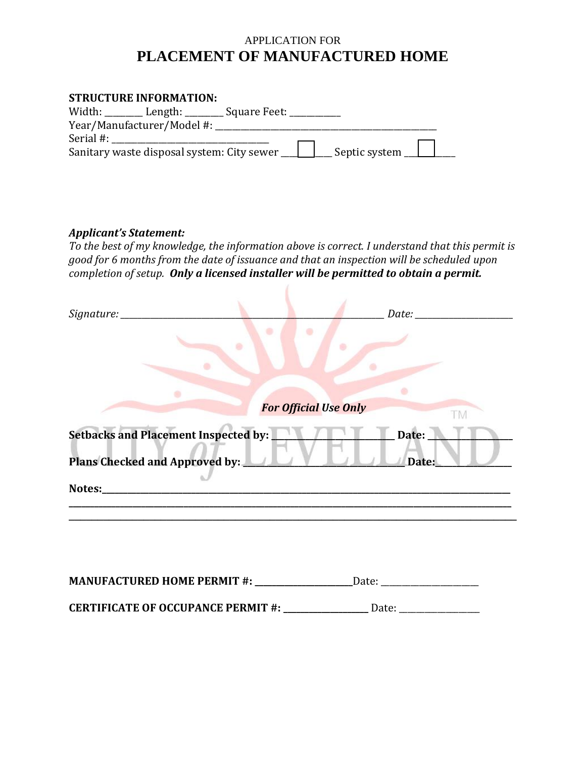APPLICATION FOR

# PLACEMENT OF MANUFACTURED HOME

**STRUCTURE INFORMATION:**

Width: ________ Length: ________ Square Feet: ___________

Year/Manufacturer/Model #: ___________________________________________________

Serial #: ___________________________________

Sanitary waste disposal system: City sewer ☐ Septic system ☐

***Applicant's Statement:***

*To the best of my knowledge, the information above is correct. I understand that this permit is good for 6 months from the date of issuance and that an inspection will be scheduled upon completion of setup.* ***Only a licensed installer will be permitted to obtain a permit.***

*Signature:* ___________________________________________________________ *Date:* _____________________

***For Official Use Only***

**Setbacks and Placement Inspected by:** ___________________________ **Date:** __________________

**Plans Checked and Approved by:** ____________________________________ **Date:** __________________

**Notes:** ______________________________________________________________________________________

____________________________________________________________________________________________

____________________________________________________________________________________________

**MANUFACTURED HOME PERMIT #:** _____________________ Date: _____________________

**CERTIFICATE OF OCCUPANCE PERMIT #:** ___________________ Date: _________________